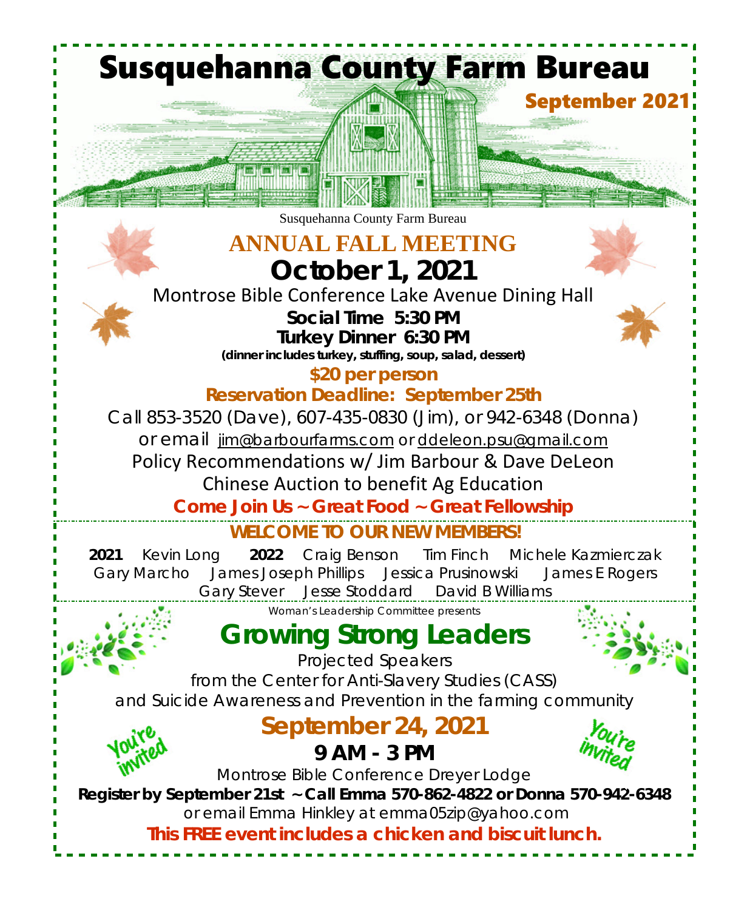# Susquehanna County Farm Bureau

**September 2021**

Susquehanna County Farm Bureau

## ANNUAL FALL MEETING

## October 1, 2021

Montrose Bible Conference Lake Avenue Dining Hall

**Social Time 5:30 PM**

**Turkey Dinner 6:30 PM**

**(dinner includes turkey, stuffing, soup, salad, dessert)**

**$20 per person**

**Reservation Deadline: September 25th**

Call 853-3520 (Dave), 607-435-0830 (Jim), or 942-6348 (Donna)

or email jim@barbourfarms.com or ddeleon.psu@gmail.com

Policy Recommendations w/ Jim Barbour & Dave DeLeon

Chinese Auction to benefit Ag Education

**Come Join Us ~ Great Food ~ Great Fellowship**

---

### WELCOME TO OUR NEW MEMBERS!

**2021** Kevin Long **2022** Craig Benson Tim Finch Michele Kazmierczak Gary Marcho James Joseph Phillips Jessica Prusinowski James E Rogers Gary Stever Jesse Stoddard David B Williams

---

Woman's Leadership Committee presents

## Growing Strong Leaders

Projected Speakers

from the Center for Anti-Slavery Studies (CASS)

and Suicide Awareness and Prevention in the farming community

You're invited

## September 24, 2021

**9 AM - 3 PM**

Montrose Bible Conference Dreyer Lodge

**Register by September 21st ~ Call Emma 570-862-4822 or Donna 570-942-6348**

or email Emma Hinkley at emma05zip@yahoo.com

**This FREE event includes a chicken and biscuit lunch.**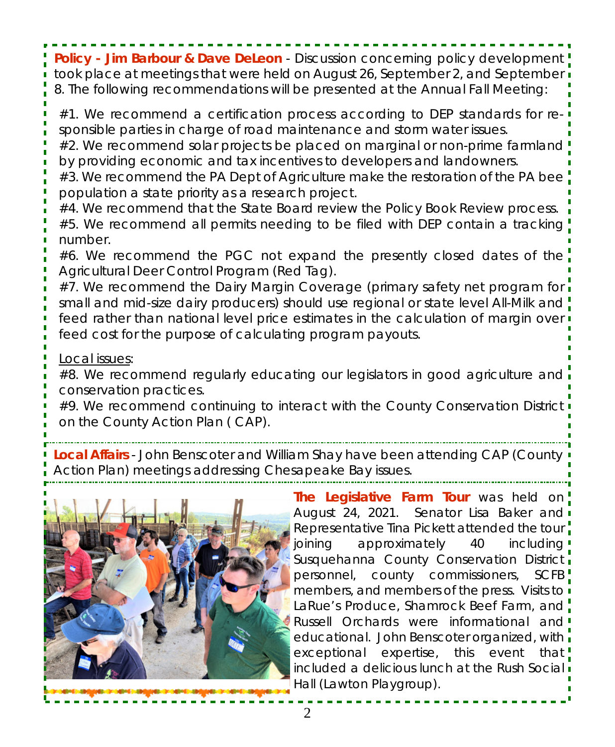**Policy - Jim Barbour & Dave DeLeon** - Discussion concerning policy development took place at meetings that were held on August 26, September 2, and September 8. The following recommendations will be presented at the Annual Fall Meeting:

#1. We recommend a certification process according to DEP standards for responsible parties in charge of road maintenance and storm water issues.
#2. We recommend solar projects be placed on marginal or non-prime farmland by providing economic and tax incentives to developers and landowners.
#3. We recommend the PA Dept of Agriculture make the restoration of the PA bee population a state priority as a research project.
#4. We recommend that the State Board review the Policy Book Review process.
#5. We recommend all permits needing to be filed with DEP contain a tracking number.
#6. We recommend the PGC not expand the presently closed dates of the Agricultural Deer Control Program (Red Tag).
#7. We recommend the Dairy Margin Coverage (primary safety net program for small and mid-size dairy producers) should use regional or state level All-Milk and feed rather than national level price estimates in the calculation of margin over feed cost for the purpose of calculating program payouts.

Local issues:
#8. We recommend regularly educating our legislators in good agriculture and conservation practices.
#9. We recommend continuing to interact with the County Conservation District on the County Action Plan ( CAP).

**Local Affairs** - John Benscoter and William Shay have been attending CAP (County Action Plan) meetings addressing Chesapeake Bay issues.

**The Legislative Farm Tour** was held on August 24, 2021. Senator Lisa Baker and Representative Tina Pickett attended the tour joining approximately 40 including Susquehanna County Conservation District personnel, county commissioners, SCFB members, and members of the press. Visits to LaRue's Produce, Shamrock Beef Farm, and Russell Orchards were informational and educational. John Benscoter organized, with exceptional expertise, this event that included a delicious lunch at the Rush Social Hall (Lawton Playgroup).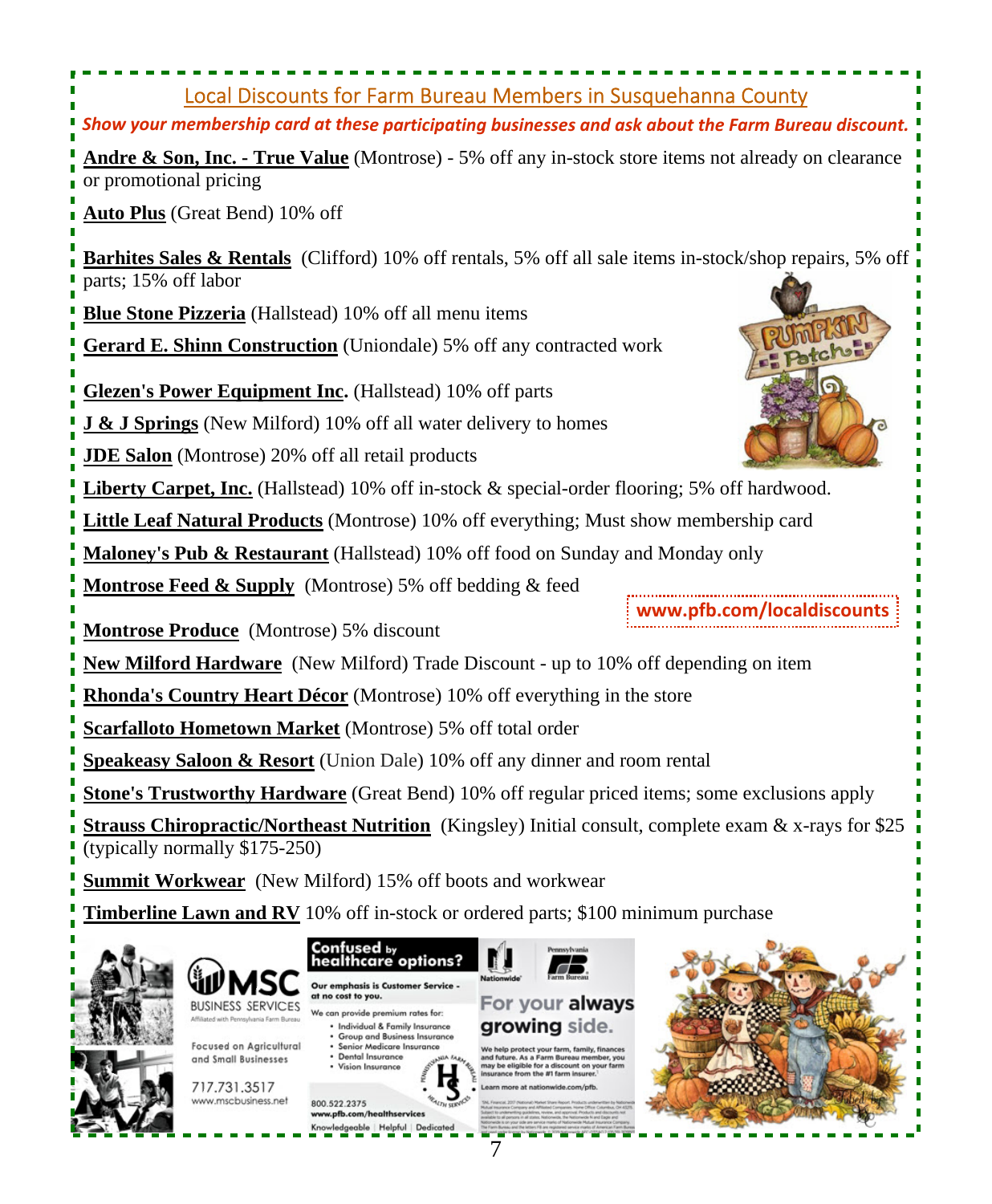## Local Discounts for Farm Bureau Members in Susquehanna County

***Show your membership card at these participating businesses and ask about the Farm Bureau discount.***

**Andre & Son, Inc. - True Value** (Montrose) - 5% off any in-stock store items not already on clearance or promotional pricing

**Auto Plus** (Great Bend) 10% off

**Barhites Sales & Rentals** (Clifford) 10% off rentals, 5% off all sale items in-stock/shop repairs, 5% off parts; 15% off labor

**Blue Stone Pizzeria** (Hallstead) 10% off all menu items

**Gerard E. Shinn Construction** (Uniondale) 5% off any contracted work

**Glezen's Power Equipment Inc.** (Hallstead) 10% off parts

**J & J Springs** (New Milford) 10% off all water delivery to homes

**JDE Salon** (Montrose) 20% off all retail products

**Liberty Carpet, Inc.** (Hallstead) 10% off in-stock & special-order flooring; 5% off hardwood.

**Little Leaf Natural Products** (Montrose) 10% off everything; Must show membership card

**Maloney's Pub & Restaurant** (Hallstead) 10% off food on Sunday and Monday only

**Montrose Feed & Supply** (Montrose) 5% off bedding & feed

**www.pfb.com/localdiscounts**

**Montrose Produce** (Montrose) 5% discount

**New Milford Hardware** (New Milford) Trade Discount - up to 10% off depending on item

**Rhonda's Country Heart Décor** (Montrose) 10% off everything in the store

**Scarfalloto Hometown Market** (Montrose) 5% off total order

**Speakeasy Saloon & Resort** (Union Dale) 10% off any dinner and room rental

**Stone's Trustworthy Hardware** (Great Bend) 10% off regular priced items; some exclusions apply

**Strauss Chiropractic/Northeast Nutrition** (Kingsley) Initial consult, complete exam & x-rays for $25 (typically normally $175-250)

**Summit Workwear** (New Milford) 15% off boots and workwear

**Timberline Lawn and RV** 10% off in-stock or ordered parts; $100 minimum purchase

**MSC BUSINESS SERVICES**
Affiliated with Pennsylvania Farm Bureau

Focused on Agricultural and Small Businesses

717.731.3517
www.mscbusiness.net

**Confused by healthcare options?**

**Our emphasis is Customer Service - at no cost to you.**

We can provide premium rates for:

- Individual & Family Insurance
- Group and Business Insurance
- Senior Medicare Insurance
- Dental Insurance
- Vision Insurance

800.522.2375
www.pfb.com/healthservices
Knowledgeable | Helpful | Dedicated

Nationwide® Pennsylvania Farm Bureau

**For your always growing side.**

We help protect your farm, family, finances and future. As a Farm Bureau member, you may be eligible for a discount on your farm insurance from the #1 farm insurer.[1]

Learn more at nationwide.com/pfb.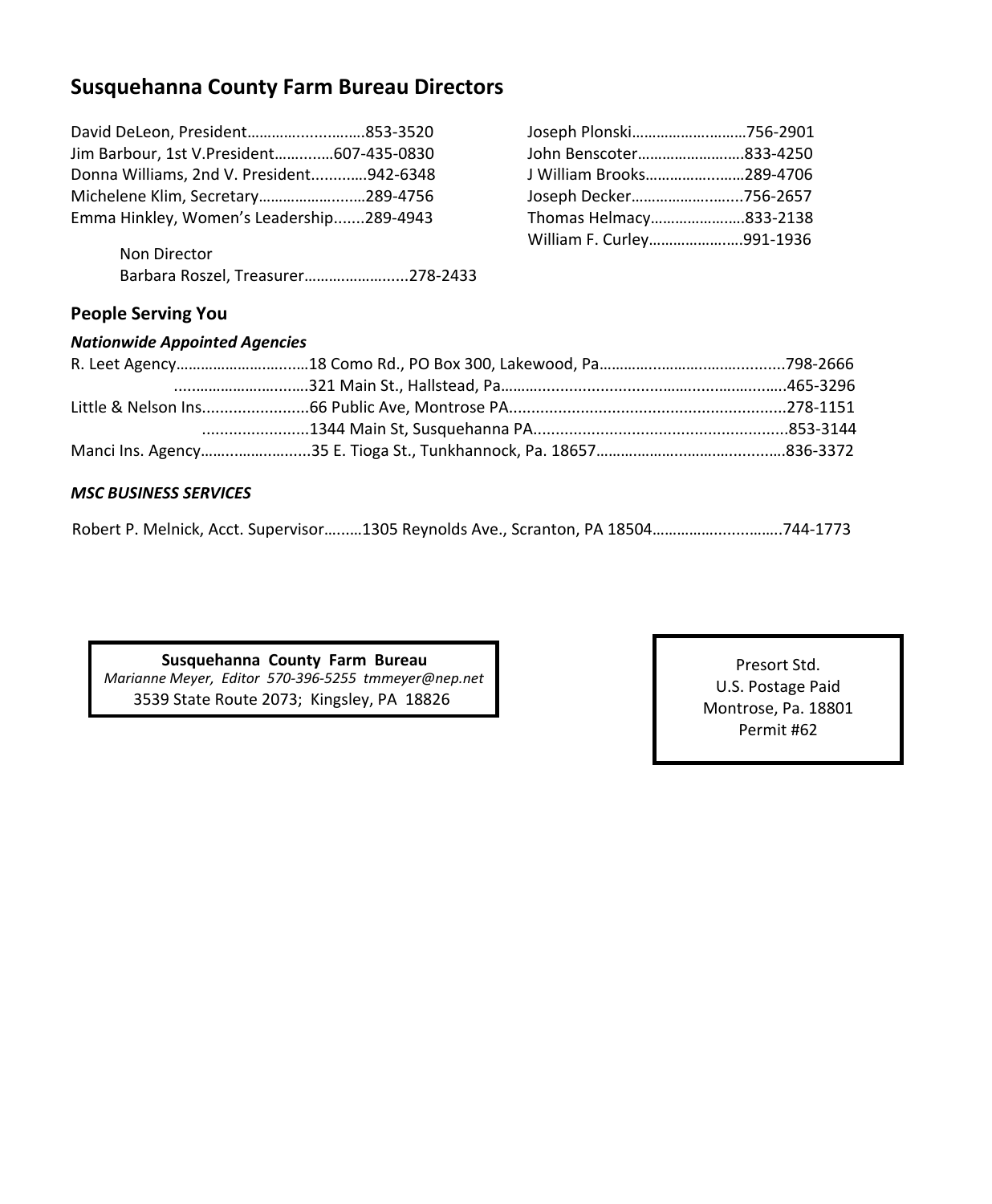## Susquehanna County Farm Bureau Directors

David DeLeon, President……………………853-3520
Jim Barbour, 1st V.President…………607-435-0830
Donna Williams, 2nd V. President…………942-6348
Michelene Klim, Secretary……………………289-4756
Emma Hinkley, Women's Leadership.......289-4943

Non Director
Barbara Roszel, Treasurer……………………278-2433

Joseph Plonski……………………756-2901
John Benscoter……………………833-4250
J William Brooks……………………289-4706
Joseph Decker……………………756-2657
Thomas Helmacy……………………833-2138
William F. Curley……………………991-1936

## People Serving You

### *Nationwide Appointed Agencies*

R. Leet Agency……………………18 Como Rd., PO Box 300, Lakewood, Pa……………………798-2666
……………………321 Main St., Hallstead, Pa……………………465-3296
Little & Nelson Ins……………………66 Public Ave, Montrose PA……………………278-1151
……………………1344 Main St, Susquehanna PA……………………853-3144
Manci Ins. Agency……………………35 E. Tioga St., Tunkhannock, Pa. 18657……………………836-3372

### *MSC BUSINESS SERVICES*

Robert P. Melnick, Acct. Supervisor……1305 Reynolds Ave., Scranton, PA 18504……………………744-1773

**Susquehanna County Farm Bureau**
*Marianne Meyer, Editor 570-396-5255 tmmeyer@nep.net*
3539 State Route 2073; Kingsley, PA 18826

Presort Std.
U.S. Postage Paid
Montrose, Pa. 18801
Permit #62